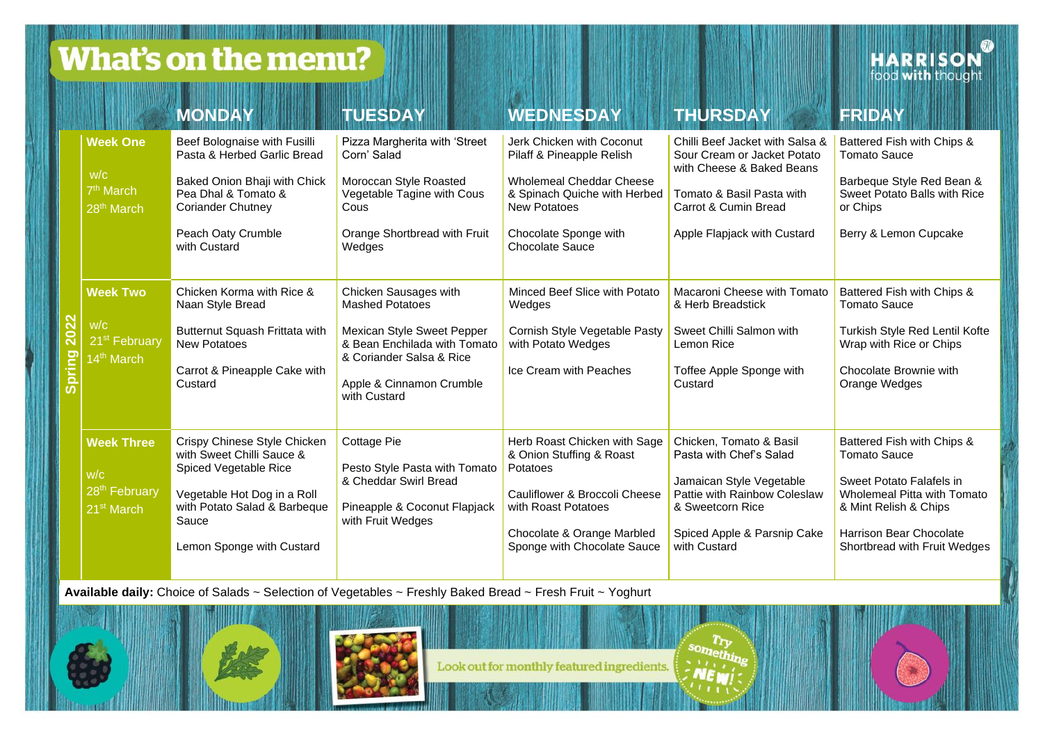# What's on the menu?

HARRISON food with thought

| Spring 2022 | MONDAY | TUESDAY | WEDNESDAY | THURSDAY | FRIDAY |
|---|---|---|---|---|---|
| **Week One** w/c 7th March 28th March | Beef Bolognaise with Fusilli Pasta & Herbed Garlic Bread<br><br>Baked Onion Bhaji with Chick Pea Dhal & Tomato & Coriander Chutney<br><br>Peach Oaty Crumble with Custard | Pizza Margherita with 'Street Corn' Salad<br><br>Moroccan Style Roasted Vegetable Tagine with Cous Cous<br><br>Orange Shortbread with Fruit Wedges | Jerk Chicken with Coconut Pilaff & Pineapple Relish<br><br>Wholemeal Cheddar Cheese & Spinach Quiche with Herbed New Potatoes<br><br>Chocolate Sponge with Chocolate Sauce | Chilli Beef Jacket with Salsa & Sour Cream or Jacket Potato with Cheese & Baked Beans<br><br>Tomato & Basil Pasta with Carrot & Cumin Bread<br><br>Apple Flapjack with Custard | Battered Fish with Chips & Tomato Sauce<br><br>Barbeque Style Red Bean & Sweet Potato Balls with Rice or Chips<br><br>Berry & Lemon Cupcake |
| **Week Two** w/c 21st February 14th March | Chicken Korma with Rice & Naan Style Bread<br><br>Butternut Squash Frittata with New Potatoes<br><br>Carrot & Pineapple Cake with Custard | Chicken Sausages with Mashed Potatoes<br><br>Mexican Style Sweet Pepper & Bean Enchilada with Tomato & Coriander Salsa & Rice<br><br>Apple & Cinnamon Crumble with Custard | Minced Beef Slice with Potato Wedges<br><br>Cornish Style Vegetable Pasty with Potato Wedges<br><br>Ice Cream with Peaches | Macaroni Cheese with Tomato & Herb Breadstick<br><br>Sweet Chilli Salmon with Lemon Rice<br><br>Toffee Apple Sponge with Custard | Battered Fish with Chips & Tomato Sauce<br><br>Turkish Style Red Lentil Kofte Wrap with Rice or Chips<br><br>Chocolate Brownie with Orange Wedges |
| **Week Three** w/c 28th February 21st March | Crispy Chinese Style Chicken with Sweet Chilli Sauce & Spiced Vegetable Rice<br><br>Vegetable Hot Dog in a Roll with Potato Salad & Barbeque Sauce<br><br>Lemon Sponge with Custard | Cottage Pie<br><br>Pesto Style Pasta with Tomato & Cheddar Swirl Bread<br><br>Pineapple & Coconut Flapjack with Fruit Wedges | Herb Roast Chicken with Sage & Onion Stuffing & Roast Potatoes<br><br>Cauliflower & Broccoli Cheese with Roast Potatoes<br><br>Chocolate & Orange Marbled Sponge with Chocolate Sauce | Chicken, Tomato & Basil Pasta with Chef's Salad<br><br>Jamaican Style Vegetable Pattie with Rainbow Coleslaw & Sweetcorn Rice<br><br>Spiced Apple & Parsnip Cake with Custard | Battered Fish with Chips & Tomato Sauce<br><br>Sweet Potato Falafels in Wholemeal Pitta with Tomato & Mint Relish & Chips<br><br>Harrison Bear Chocolate Shortbread with Fruit Wedges |

**Available daily:** Choice of Salads ~ Selection of Vegetables ~ Freshly Baked Bread ~ Fresh Fruit ~ Yoghurt

Look out for monthly featured ingredients.

Try something NEW!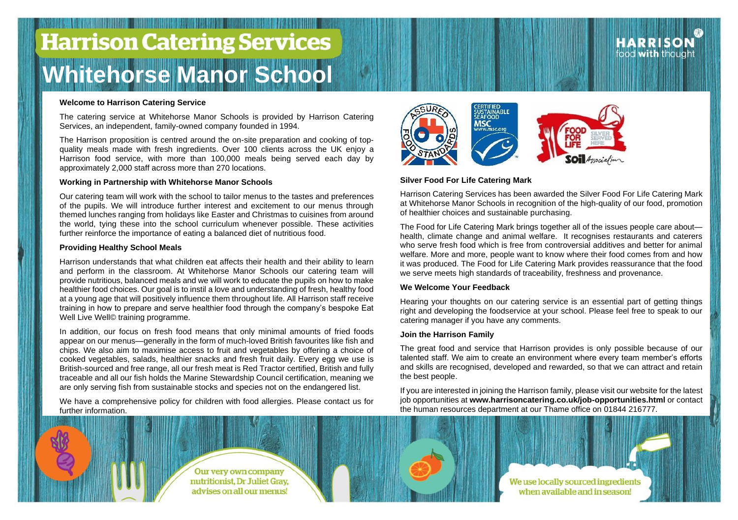# Harrison Catering Services

# Whitehorse Manor School

HARRISON food with thought

### Welcome to Harrison Catering Service

The catering service at Whitehorse Manor Schools is provided by Harrison Catering Services, an independent, family-owned company founded in 1994.

The Harrison proposition is centred around the on-site preparation and cooking of top-quality meals made with fresh ingredients. Over 100 clients across the UK enjoy a Harrison food service, with more than 100,000 meals being served each day by approximately 2,000 staff across more than 270 locations.

### Working in Partnership with Whitehorse Manor Schools

Our catering team will work with the school to tailor menus to the tastes and preferences of the pupils. We will introduce further interest and excitement to our menus through themed lunches ranging from holidays like Easter and Christmas to cuisines from around the world, tying these into the school curriculum whenever possible. These activities further reinforce the importance of eating a balanced diet of nutritious food.

### Providing Healthy School Meals

Harrison understands that what children eat affects their health and their ability to learn and perform in the classroom. At Whitehorse Manor Schools our catering team will provide nutritious, balanced meals and we will work to educate the pupils on how to make healthier food choices. Our goal is to instil a love and understanding of fresh, healthy food at a young age that will positively influence them throughout life. All Harrison staff receive training in how to prepare and serve healthier food through the company's bespoke Eat Well Live Well© training programme.

In addition, our focus on fresh food means that only minimal amounts of fried foods appear on our menus—generally in the form of much-loved British favourites like fish and chips. We also aim to maximise access to fruit and vegetables by offering a choice of cooked vegetables, salads, healthier snacks and fresh fruit daily. Every egg we use is British-sourced and free range, all our fresh meat is Red Tractor certified, British and fully traceable and all our fish holds the Marine Stewardship Council certification, meaning we are only serving fish from sustainable stocks and species not on the endangered list.

We have a comprehensive policy for children with food allergies. Please contact us for further information.

Our very own company nutritionist, Dr Juliet Gray, advises on all our menus!

### Silver Food For Life Catering Mark

Harrison Catering Services has been awarded the Silver Food For Life Catering Mark at Whitehorse Manor Schools in recognition of the high-quality of our food, promotion of healthier choices and sustainable purchasing.

The Food for Life Catering Mark brings together all of the issues people care about—health, climate change and animal welfare. It recognises restaurants and caterers who serve fresh food which is free from controversial additives and better for animal welfare. More and more, people want to know where their food comes from and how it was produced. The Food for Life Catering Mark provides reassurance that the food we serve meets high standards of traceability, freshness and provenance.

### We Welcome Your Feedback

Hearing your thoughts on our catering service is an essential part of getting things right and developing the foodservice at your school. Please feel free to speak to our catering manager if you have any comments.

### Join the Harrison Family

The great food and service that Harrison provides is only possible because of our talented staff. We aim to create an environment where every team member's efforts and skills are recognised, developed and rewarded, so that we can attract and retain the best people.

If you are interested in joining the Harrison family, please visit our website for the latest job opportunities at **www.harrisoncatering.co.uk/job-opportunities.html** or contact the human resources department at our Thame office on 01844 216777.

We use locally sourced ingredients when available and in season!